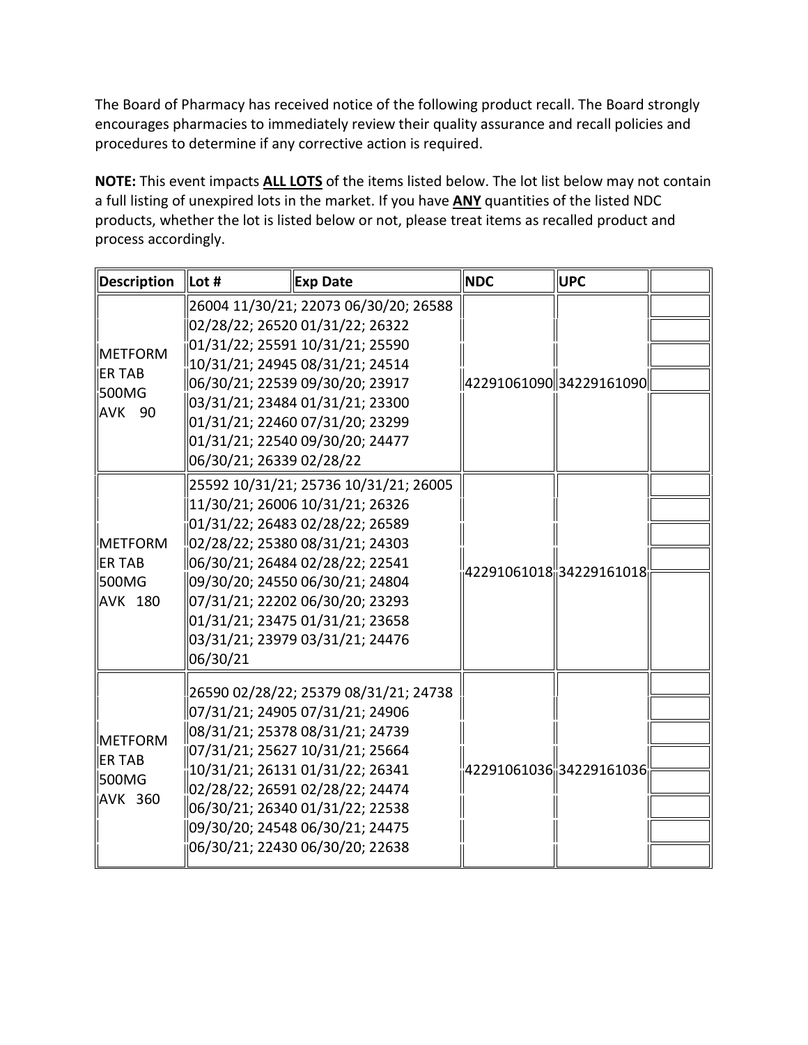The Board of Pharmacy has received notice of the following product recall. The Board strongly encourages pharmacies to immediately review their quality assurance and recall policies and procedures to determine if any corrective action is required.

**NOTE:** This event impacts **ALL LOTS** of the items listed below. The lot list below may not contain a full listing of unexpired lots in the market. If you have **ANY** quantities of the listed NDC products, whether the lot is listed below or not, please treat items as recalled product and process accordingly.

| Description | Lot # | Exp Date | NDC | UPC | |
|---|---|---|---|---|---|
| METFORM ER TAB 500MG AVK 90 | 26004 11/30/21; 22073 06/30/20; 26588 02/28/22; 26520 01/31/22; 26322 01/31/22; 25591 10/31/21; 25590 10/31/21; 24945 08/31/21; 24514 06/30/21; 22539 09/30/20; 23917 03/31/21; 23484 01/31/21; 23300 01/31/21; 22460 07/31/20; 23299 01/31/21; 22540 09/30/20; 24477 06/30/21; 26339 02/28/22 | | 42291061090 | 34229161090 | |
| METFORM ER TAB 500MG AVK 180 | 25592 10/31/21; 25736 10/31/21; 26005 11/30/21; 26006 10/31/21; 26326 01/31/22; 26483 02/28/22; 26589 02/28/22; 25380 08/31/21; 24303 06/30/21; 26484 02/28/22; 22541 09/30/20; 24550 06/30/21; 24804 07/31/21; 22202 06/30/20; 23293 01/31/21; 23475 01/31/21; 23658 03/31/21; 23979 03/31/21; 24476 06/30/21 | | 42291061018 | 34229161018 | |
| METFORM ER TAB 500MG AVK 360 | 26590 02/28/22; 25379 08/31/21; 24738 07/31/21; 24905 07/31/21; 24906 08/31/21; 25378 08/31/21; 24739 07/31/21; 25627 10/31/21; 25664 10/31/21; 26131 01/31/22; 26341 02/28/22; 26591 02/28/22; 24474 06/30/21; 26340 01/31/22; 22538 09/30/20; 24548 06/30/21; 24475 06/30/21; 22430 06/30/20; 22638 | | 42291061036 | 34229161036 | |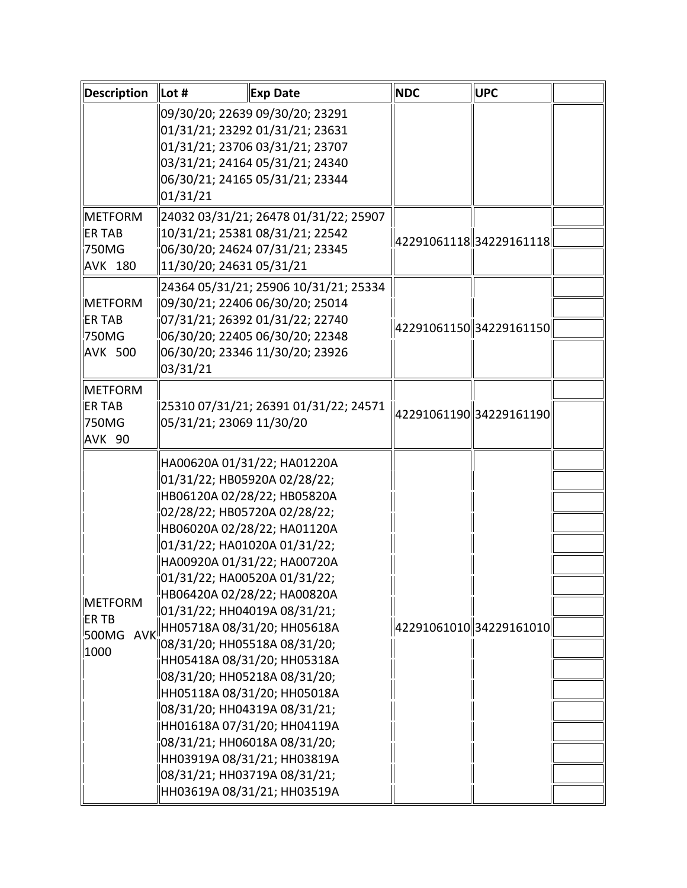| Description | Lot # | Exp Date | NDC | UPC | |
|---|---|---|---|---|---|
| | 09/30/20; 22639 09/30/20; 23291 01/31/21; 23292 01/31/21; 23631 01/31/21; 23706 03/31/21; 23707 03/31/21; 24164 05/31/21; 24340 06/30/21; 24165 05/31/21; 23344 01/31/21 | | | | |
| METFORM ER TAB 750MG AVK 180 | 24032 03/31/21; 26478 01/31/22; 25907 10/31/21; 25381 08/31/21; 22542 06/30/20; 24624 07/31/21; 23345 11/30/20; 24631 05/31/21 | | 42291061118 | 34229161118 | |
| METFORM ER TAB 750MG AVK 500 | 24364 05/31/21; 25906 10/31/21; 25334 09/30/21; 22406 06/30/20; 25014 07/31/21; 26392 01/31/22; 22740 06/30/20; 22405 06/30/20; 22348 06/30/20; 23346 11/30/20; 23926 03/31/21 | | 42291061150 | 34229161150 | |
| METFORM ER TAB 750MG AVK 90 | 25310 07/31/21; 26391 01/31/22; 24571 05/31/21; 23069 11/30/20 | | 42291061190 | 34229161190 | |
| METFORM ER TB 500MG AVK 1000 | HA00620A 01/31/22; HA01220A 01/31/22; HB05920A 02/28/22; HB06120A 02/28/22; HB05820A 02/28/22; HB05720A 02/28/22; HB06020A 02/28/22; HA01120A 01/31/22; HA01020A 01/31/22; HA00920A 01/31/22; HA00720A 01/31/22; HA00520A 01/31/22; HB06420A 02/28/22; HA00820A 01/31/22; HH04019A 08/31/21; HH05718A 08/31/20; HH05618A 08/31/20; HH05518A 08/31/20; HH05418A 08/31/20; HH05318A 08/31/20; HH05218A 08/31/20; HH05118A 08/31/20; HH05018A 08/31/20; HH04319A 08/31/21; HH01618A 07/31/20; HH04119A 08/31/21; HH06018A 08/31/20; HH03919A 08/31/21; HH03819A 08/31/21; HH03719A 08/31/21; HH03619A 08/31/21; HH03519A | | 42291061010 | 34229161010 | |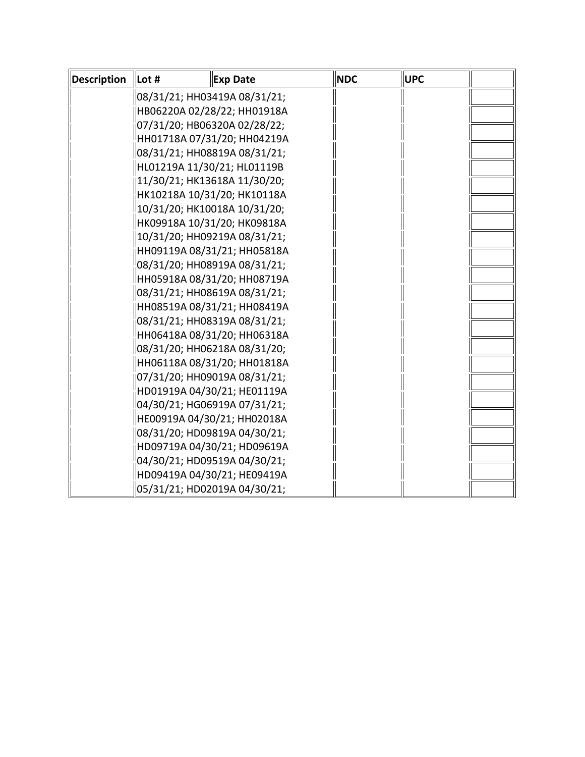| Description | Lot # | Exp Date | NDC | UPC | |
|---|---|---|---|---|---|
| | 08/31/21; HH03419A 08/31/21; | | | | |
| | HB06220A 02/28/22; HH01918A | | | | |
| | 07/31/20; HB06320A 02/28/22; | | | | |
| | HH01718A 07/31/20; HH04219A | | | | |
| | 08/31/21; HH08819A 08/31/21; | | | | |
| | HL01219A 11/30/21; HL01119B | | | | |
| | 11/30/21; HK13618A 11/30/20; | | | | |
| | HK10218A 10/31/20; HK10118A | | | | |
| | 10/31/20; HK10018A 10/31/20; | | | | |
| | HK09918A 10/31/20; HK09818A | | | | |
| | 10/31/20; HH09219A 08/31/21; | | | | |
| | HH09119A 08/31/21; HH05818A | | | | |
| | 08/31/20; HH08919A 08/31/21; | | | | |
| | HH05918A 08/31/20; HH08719A | | | | |
| | 08/31/21; HH08619A 08/31/21; | | | | |
| | HH08519A 08/31/21; HH08419A | | | | |
| | 08/31/21; HH08319A 08/31/21; | | | | |
| | HH06418A 08/31/20; HH06318A | | | | |
| | 08/31/20; HH06218A 08/31/20; | | | | |
| | HH06118A 08/31/20; HH01818A | | | | |
| | 07/31/20; HH09019A 08/31/21; | | | | |
| | HD01919A 04/30/21; HE01119A | | | | |
| | 04/30/21; HG06919A 07/31/21; | | | | |
| | HE00919A 04/30/21; HH02018A | | | | |
| | 08/31/20; HD09819A 04/30/21; | | | | |
| | HD09719A 04/30/21; HD09619A | | | | |
| | 04/30/21; HD09519A 04/30/21; | | | | |
| | HD09419A 04/30/21; HE09419A | | | | |
| | 05/31/21; HD02019A 04/30/21; | | | | |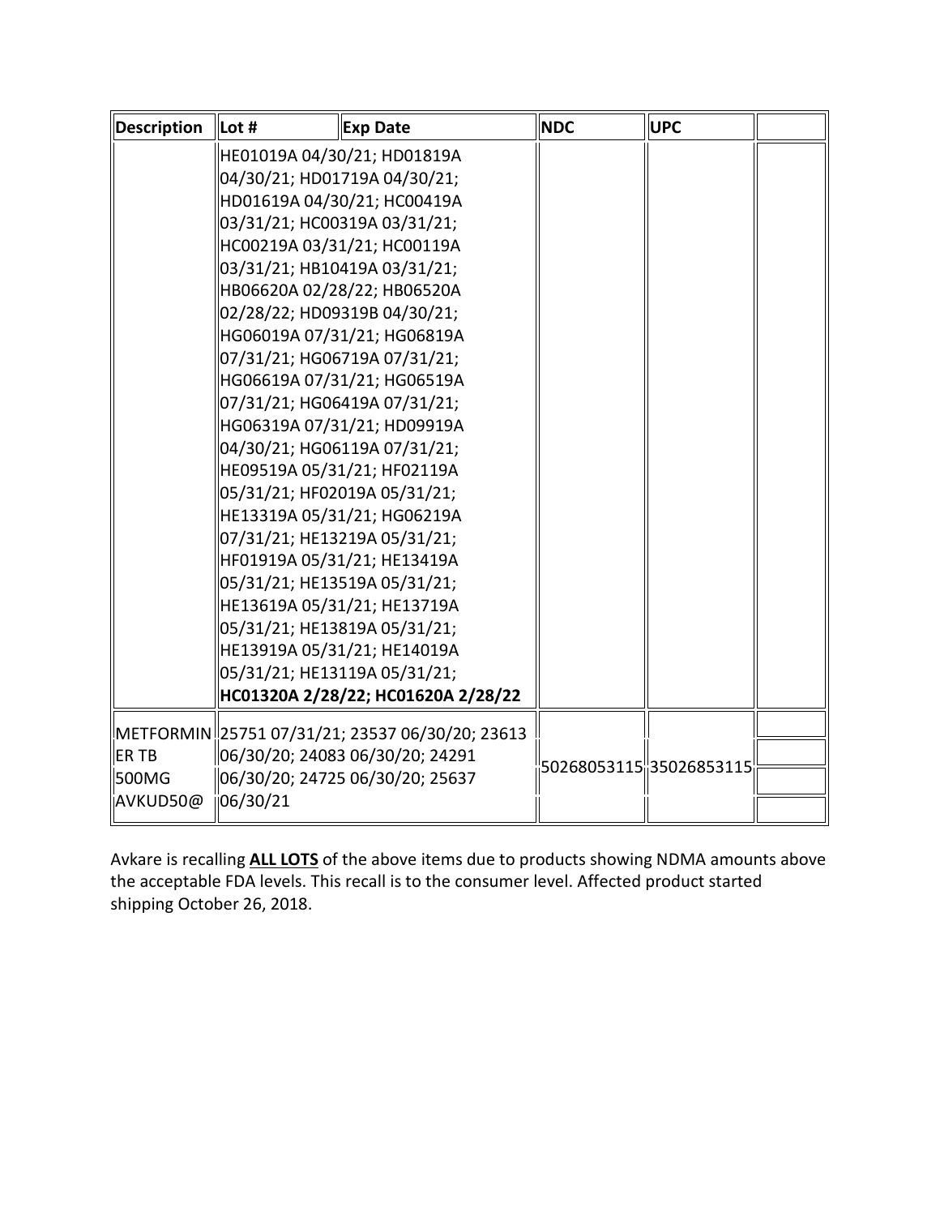| Description | Lot # | Exp Date | NDC | UPC | |
|---|---|---|---|---|---|
| | HE01019A 04/30/21; HD01819A 04/30/21; HD01719A 04/30/21; HD01619A 04/30/21; HC00419A 03/31/21; HC00319A 03/31/21; HC00219A 03/31/21; HC00119A 03/31/21; HB10419A 03/31/21; HB06620A 02/28/22; HB06520A 02/28/22; HD09319B 04/30/21; HG06019A 07/31/21; HG06819A 07/31/21; HG06719A 07/31/21; HG06619A 07/31/21; HG06519A 07/31/21; HG06419A 07/31/21; HG06319A 07/31/21; HD09919A 04/30/21; HG06119A 07/31/21; HE09519A 05/31/21; HF02119A 05/31/21; HF02019A 05/31/21; HE13319A 05/31/21; HG06219A 07/31/21; HE13219A 05/31/21; HF01919A 05/31/21; HE13419A 05/31/21; HE13519A 05/31/21; HE13619A 05/31/21; HE13719A 05/31/21; HE13819A 05/31/21; HE13919A 05/31/21; HE14019A 05/31/21; HE13119A 05/31/21; **HC01320A 2/28/22; HC01620A 2/28/22** | | | | |
| METFORMIN ER TB 500MG AVKUD50@ | 25751 07/31/21; 23537 06/30/20; 23613 06/30/20; 24083 06/30/20; 24291 06/30/20; 24725 06/30/20; 25637 06/30/21 | | 50268053115 | 35026853115 | |

Avkare is recalling **<u>ALL LOTS</u>** of the above items due to products showing NDMA amounts above the acceptable FDA levels. This recall is to the consumer level. Affected product started shipping October 26, 2018.